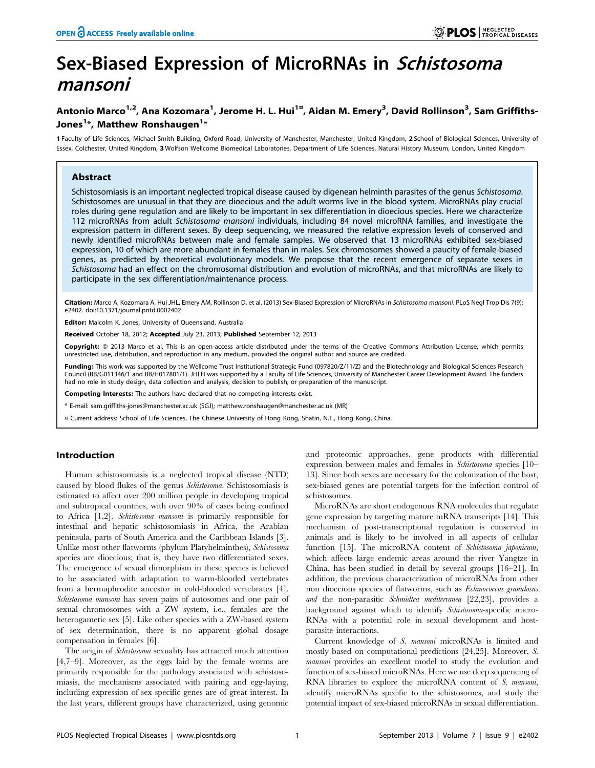# Sex-Biased Expression of MicroRNAs in *Schistosoma mansoni*

**Antonio Marco[1,2], Ana Kozomara[1], Jerome H. L. Hui[1¤], Aidan M. Emery[3], David Rollinson[3], Sam Griffiths-Jones[1]*, Matthew Ronshaugen[1]***

**1** Faculty of Life Sciences, Michael Smith Building, Oxford Road, University of Manchester, Manchester, United Kingdom, **2** School of Biological Sciences, University of Essex, Colchester, United Kingdom, **3** Wolfson Wellcome Biomedical Laboratories, Department of Life Sciences, Natural History Museum, London, United Kingdom

## Abstract

Schistosomiasis is an important neglected tropical disease caused by digenean helminth parasites of the genus *Schistosoma*. Schistosomes are unusual in that they are dioecious and the adult worms live in the blood system. MicroRNAs play crucial roles during gene regulation and are likely to be important in sex differentiation in dioecious species. Here we characterize 112 microRNAs from adult *Schistosoma mansoni* individuals, including 84 novel microRNA families, and investigate the expression pattern in different sexes. By deep sequencing, we measured the relative expression levels of conserved and newly identified microRNAs between male and female samples. We observed that 13 microRNAs exhibited sex-biased expression, 10 of which are more abundant in females than in males. Sex chromosomes showed a paucity of female-biased genes, as predicted by theoretical evolutionary models. We propose that the recent emergence of separate sexes in *Schistosoma* had an effect on the chromosomal distribution and evolution of microRNAs, and that microRNAs are likely to participate in the sex differentiation/maintenance process.

**Citation:** Marco A, Kozomara A, Hui JHL, Emery AM, Rollinson D, et al. (2013) Sex-Biased Expression of MicroRNAs in *Schistosoma mansoni*. PLoS Negl Trop Dis 7(9): e2402. doi:10.1371/journal.pntd.0002402

**Editor:** Malcolm K. Jones, University of Queensland, Australia

**Received** October 18, 2012; **Accepted** July 23, 2013; **Published** September 12, 2013

**Copyright:** © 2013 Marco et al. This is an open-access article distributed under the terms of the Creative Commons Attribution License, which permits unrestricted use, distribution, and reproduction in any medium, provided the original author and source are credited.

**Funding:** This work was supported by the Wellcome Trust Institutional Strategic Fund (097820/Z/11/Z) and the Biotechnology and Biological Sciences Research Council (BB/G011346/1 and BB/H017801/1). JHLH was supported by a Faculty of Life Sciences, University of Manchester Career Development Award. The funders had no role in study design, data collection and analysis, decision to publish, or preparation of the manuscript.

**Competing Interests:** The authors have declared that no competing interests exist.

\* E-mail: sam.griffiths-jones@manchester.ac.uk (SGJ); matthew.ronshaugen@manchester.ac.uk (MR)

¤ Current address: School of Life Sciences, The Chinese University of Hong Kong, Shatin, N.T., Hong Kong, China.

## Introduction

Human schistosomiasis is a neglected tropical disease (NTD) caused by blood flukes of the genus *Schistosoma*. Schistosomiasis is estimated to affect over 200 million people in developing tropical and subtropical countries, with over 90% of cases being confined to Africa [1,2]. *Schistosoma mansoni* is primarily responsible for intestinal and hepatic schistosomiasis in Africa, the Arabian peninsula, parts of South America and the Caribbean Islands [3]. Unlike most other flatworms (phylum Platyhelminthes), *Schistosoma* species are dioecious; that is, they have two differentiated sexes. The emergence of sexual dimorphism in these species is believed to be associated with adaptation to warm-blooded vertebrates from a hermaphrodite ancestor in cold-blooded vertebrates [4]. *Schistosoma mansoni* has seven pairs of autosomes and one pair of sexual chromosomes with a ZW system, i.e., females are the heterogametic sex [5]. Like other species with a ZW-based system of sex determination, there is no apparent global dosage compensation in females [6].

The origin of *Schistosoma* sexuality has attracted much attention [4,7–9]. Moreover, as the eggs laid by the female worms are primarily responsible for the pathology associated with schistosomiasis, the mechanisms associated with pairing and egg-laying, including expression of sex specific genes are of great interest. In the last years, different groups have characterized, using genomic and proteomic approaches, gene products with differential expression between males and females in *Schistosoma* species [10–13]. Since both sexes are necessary for the colonization of the host, sex-biased genes are potential targets for the infection control of schistosomes.

MicroRNAs are short endogenous RNA molecules that regulate gene expression by targeting mature mRNA transcripts [14]. This mechanism of post-transcriptional regulation is conserved in animals and is likely to be involved in all aspects of cellular function [15]. The microRNA content of *Schistosoma japonicum*, which affects large endemic areas around the river Yangtze in China, has been studied in detail by several groups [16–21]. In addition, the previous characterization of microRNAs from other non dioecious species of flatworms, such as *Echinococcus granulosus and* the non-parasitic *Schmidtea mediterranea* [22,23], provides a background against which to identify *Schistosoma*-specific microRNAs with a potential role in sexual development and host-parasite interactions.

Current knowledge of *S. mansoni* microRNAs is limited and mostly based on computational predictions [24,25]. Moreover, *S. mansoni* provides an excellent model to study the evolution and function of sex-biased microRNAs. Here we use deep sequencing of RNA libraries to explore the microRNA content of *S. mansoni*, identify microRNAs specific to the schistosomes, and study the potential impact of sex-biased microRNAs in sexual differentiation.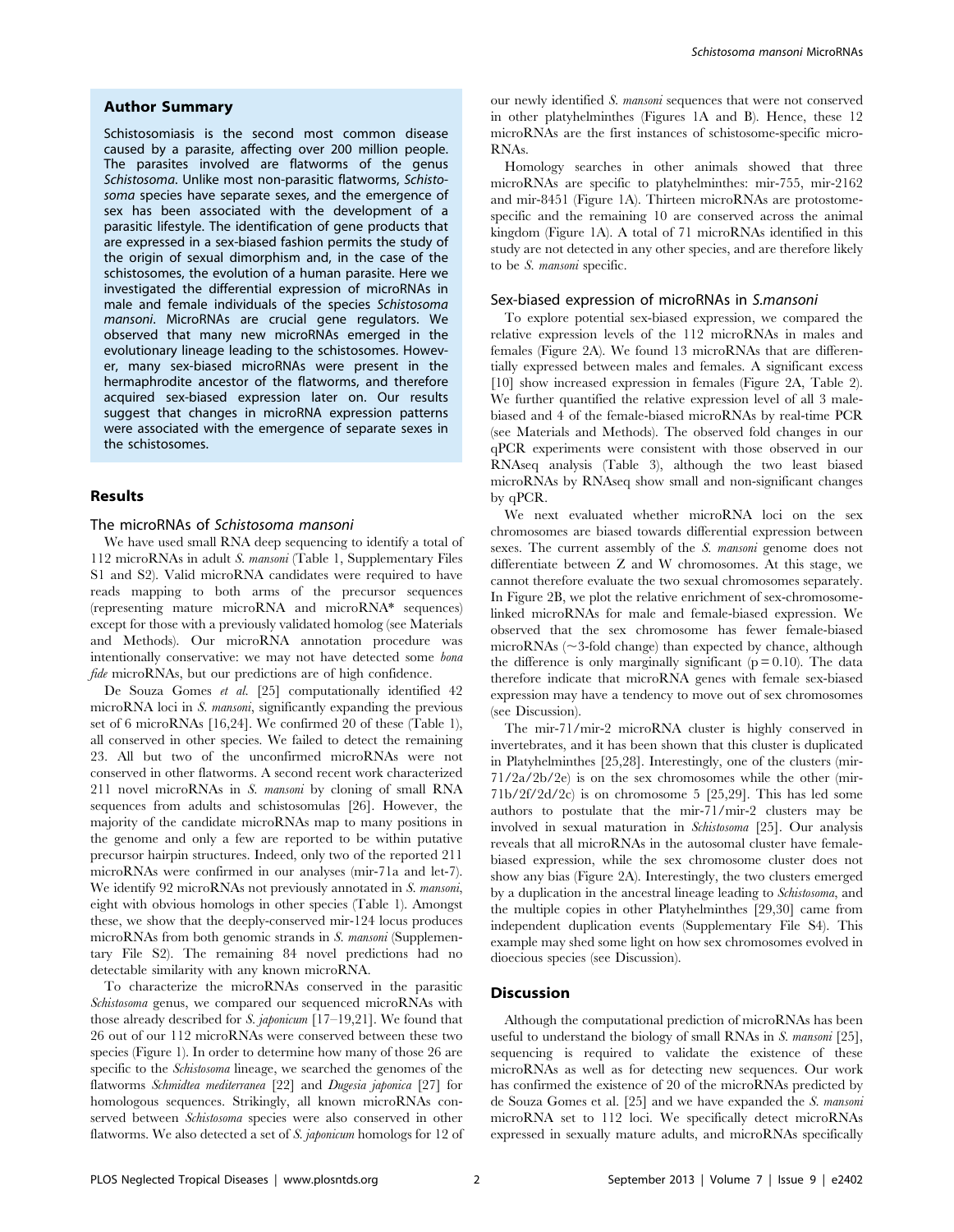## Author Summary

Schistosomiasis is the second most common disease caused by a parasite, affecting over 200 million people. The parasites involved are flatworms of the genus *Schistosoma*. Unlike most non-parasitic flatworms, *Schistosoma* species have separate sexes, and the emergence of sex has been associated with the development of a parasitic lifestyle. The identification of gene products that are expressed in a sex-biased fashion permits the study of the origin of sexual dimorphism and, in the case of the schistosomes, the evolution of a human parasite. Here we investigated the differential expression of microRNAs in male and female individuals of the species *Schistosoma mansoni*. MicroRNAs are crucial gene regulators. We observed that many new microRNAs emerged in the evolutionary lineage leading to the schistosomes. However, many sex-biased microRNAs were present in the hermaphrodite ancestor of the flatworms, and therefore acquired sex-biased expression later on. Our results suggest that changes in microRNA expression patterns were associated with the emergence of separate sexes in the schistosomes.

## Results

### The microRNAs of *Schistosoma mansoni*

We have used small RNA deep sequencing to identify a total of 112 microRNAs in adult *S. mansoni* (Table 1, Supplementary Files S1 and S2). Valid microRNA candidates were required to have reads mapping to both arms of the precursor sequences (representing mature microRNA and microRNA* sequences) except for those with a previously validated homolog (see Materials and Methods). Our microRNA annotation procedure was intentionally conservative: we may not have detected some *bona fide* microRNAs, but our predictions are of high confidence.

De Souza Gomes *et al.* [25] computationally identified 42 microRNA loci in *S. mansoni*, significantly expanding the previous set of 6 microRNAs [16,24]. We confirmed 20 of these (Table 1), all conserved in other species. We failed to detect the remaining 23. All but two of the unconfirmed microRNAs were not conserved in other flatworms. A second recent work characterized 211 novel microRNAs in *S. mansoni* by cloning of small RNA sequences from adults and schistosomulas [26]. However, the majority of the candidate microRNAs map to many positions in the genome and only a few are reported to be within putative precursor hairpin structures. Indeed, only two of the reported 211 microRNAs were confirmed in our analyses (mir-71a and let-7). We identify 92 microRNAs not previously annotated in *S. mansoni*, eight with obvious homologs in other species (Table 1). Amongst these, we show that the deeply-conserved mir-124 locus produces microRNAs from both genomic strands in *S. mansoni* (Supplementary File S2). The remaining 84 novel predictions had no detectable similarity with any known microRNA.

To characterize the microRNAs conserved in the parasitic *Schistosoma* genus, we compared our sequenced microRNAs with those already described for *S. japonicum* [17–19,21]. We found that 26 out of our 112 microRNAs were conserved between these two species (Figure 1). In order to determine how many of those 26 are specific to the *Schistosoma* lineage, we searched the genomes of the flatworms *Schmidtea mediterranea* [22] and *Dugesia japonica* [27] for homologous sequences. Strikingly, all known microRNAs conserved between *Schistosoma* species were also conserved in other flatworms. We also detected a set of *S. japonicum* homologs for 12 of our newly identified *S. mansoni* sequences that were not conserved in other platyhelminthes (Figures 1A and B). Hence, these 12 microRNAs are the first instances of schistosome-specific microRNAs.

Homology searches in other animals showed that three microRNAs are specific to platyhelminthes: mir-755, mir-2162 and mir-8451 (Figure 1A). Thirteen microRNAs are protostome-specific and the remaining 10 are conserved across the animal kingdom (Figure 1A). A total of 71 microRNAs identified in this study are not detected in any other species, and are therefore likely to be *S. mansoni* specific.

### Sex-biased expression of microRNAs in *S.mansoni*

To explore potential sex-biased expression, we compared the relative expression levels of the 112 microRNAs in males and females (Figure 2A). We found 13 microRNAs that are differentially expressed between males and females. A significant excess [10] show increased expression in females (Figure 2A, Table 2). We further quantified the relative expression level of all 3 male-biased and 4 of the female-biased microRNAs by real-time PCR (see Materials and Methods). The observed fold changes in our qPCR experiments were consistent with those observed in our RNAseq analysis (Table 3), although the two least biased microRNAs by RNAseq show small and non-significant changes by qPCR.

We next evaluated whether microRNA loci on the sex chromosomes are biased towards differential expression between sexes. The current assembly of the *S. mansoni* genome does not differentiate between Z and W chromosomes. At this stage, we cannot therefore evaluate the two sexual chromosomes separately. In Figure 2B, we plot the relative enrichment of sex-chromosome-linked microRNAs for male and female-biased expression. We observed that the sex chromosome has fewer female-biased microRNAs (~3-fold change) than expected by chance, although the difference is only marginally significant ($p = 0.10$). The data therefore indicate that microRNA genes with female sex-biased expression may have a tendency to move out of sex chromosomes (see Discussion).

The mir-71/mir-2 microRNA cluster is highly conserved in invertebrates, and it has been shown that this cluster is duplicated in Platyhelminthes [25,28]. Interestingly, one of the clusters (mir-71/2a/2b/2e) is on the sex chromosomes while the other (mir-71b/2f/2d/2c) is on chromosome 5 [25,29]. This has led some authors to postulate that the mir-71/mir-2 clusters may be involved in sexual maturation in *Schistosoma* [25]. Our analysis reveals that all microRNAs in the autosomal cluster have female-biased expression, while the sex chromosome cluster does not show any bias (Figure 2A). Interestingly, the two clusters emerged by a duplication in the ancestral lineage leading to *Schistosoma*, and the multiple copies in other Platyhelminthes [29,30] came from independent duplication events (Supplementary File S4). This example may shed some light on how sex chromosomes evolved in dioecious species (see Discussion).

## Discussion

Although the computational prediction of microRNAs has been useful to understand the biology of small RNAs in *S. mansoni* [25], sequencing is required to validate the existence of these microRNAs as well as for detecting new sequences. Our work has confirmed the existence of 20 of the microRNAs predicted by de Souza Gomes et al. [25] and we have expanded the *S. mansoni* microRNA set to 112 loci. We specifically detect microRNAs expressed in sexually mature adults, and microRNAs specifically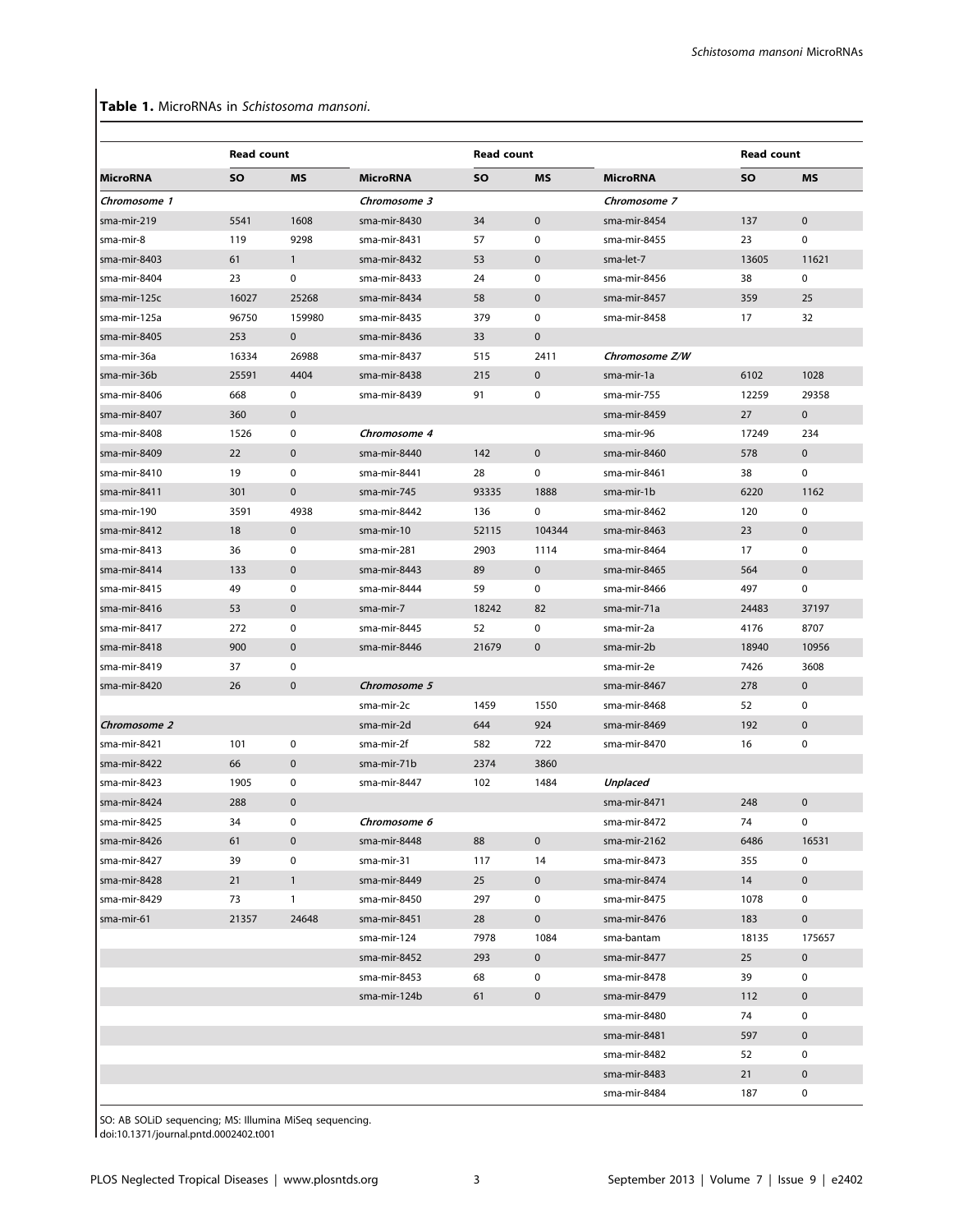**Table 1.** MicroRNAs in *Schistosoma mansoni*.

| | Read count | | | Read count | | | Read count | |
|---|---|---|---|---|---|---|---|---|
| **MicroRNA** | **SO** | **MS** | **MicroRNA** | **SO** | **MS** | **MicroRNA** | **SO** | **MS** |
| *Chromosome 1* | | | *Chromosome 3* | | | *Chromosome 7* | | |
| sma-mir-219 | 5541 | 1608 | sma-mir-8430 | 34 | 0 | sma-mir-8454 | 137 | 0 |
| sma-mir-8 | 119 | 9298 | sma-mir-8431 | 57 | 0 | sma-mir-8455 | 23 | 0 |
| sma-mir-8403 | 61 | 1 | sma-mir-8432 | 53 | 0 | sma-let-7 | 13605 | 11621 |
| sma-mir-8404 | 23 | 0 | sma-mir-8433 | 24 | 0 | sma-mir-8456 | 38 | 0 |
| sma-mir-125c | 16027 | 25268 | sma-mir-8434 | 58 | 0 | sma-mir-8457 | 359 | 25 |
| sma-mir-125a | 96750 | 159980 | sma-mir-8435 | 379 | 0 | sma-mir-8458 | 17 | 32 |
| sma-mir-8405 | 253 | 0 | sma-mir-8436 | 33 | 0 | | | |
| sma-mir-36a | 16334 | 26988 | sma-mir-8437 | 515 | 2411 | *Chromosome Z/W* | | |
| sma-mir-36b | 25591 | 4404 | sma-mir-8438 | 215 | 0 | sma-mir-1a | 6102 | 1028 |
| sma-mir-8406 | 668 | 0 | sma-mir-8439 | 91 | 0 | sma-mir-755 | 12259 | 29358 |
| sma-mir-8407 | 360 | 0 | | | | sma-mir-8459 | 27 | 0 |
| sma-mir-8408 | 1526 | 0 | *Chromosome 4* | | | sma-mir-96 | 17249 | 234 |
| sma-mir-8409 | 22 | 0 | sma-mir-8440 | 142 | 0 | sma-mir-8460 | 578 | 0 |
| sma-mir-8410 | 19 | 0 | sma-mir-8441 | 28 | 0 | sma-mir-8461 | 38 | 0 |
| sma-mir-8411 | 301 | 0 | sma-mir-745 | 93335 | 1888 | sma-mir-1b | 6220 | 1162 |
| sma-mir-190 | 3591 | 4938 | sma-mir-8442 | 136 | 0 | sma-mir-8462 | 120 | 0 |
| sma-mir-8412 | 18 | 0 | sma-mir-10 | 52115 | 104344 | sma-mir-8463 | 23 | 0 |
| sma-mir-8413 | 36 | 0 | sma-mir-281 | 2903 | 1114 | sma-mir-8464 | 17 | 0 |
| sma-mir-8414 | 133 | 0 | sma-mir-8443 | 89 | 0 | sma-mir-8465 | 564 | 0 |
| sma-mir-8415 | 49 | 0 | sma-mir-8444 | 59 | 0 | sma-mir-8466 | 497 | 0 |
| sma-mir-8416 | 53 | 0 | sma-mir-7 | 18242 | 82 | sma-mir-71a | 24483 | 37197 |
| sma-mir-8417 | 272 | 0 | sma-mir-8445 | 52 | 0 | sma-mir-2a | 4176 | 8707 |
| sma-mir-8418 | 900 | 0 | sma-mir-8446 | 21679 | 0 | sma-mir-2b | 18940 | 10956 |
| sma-mir-8419 | 37 | 0 | | | | sma-mir-2e | 7426 | 3608 |
| sma-mir-8420 | 26 | 0 | *Chromosome 5* | | | sma-mir-8467 | 278 | 0 |
| | | | sma-mir-2c | 1459 | 1550 | sma-mir-8468 | 52 | 0 |
| *Chromosome 2* | | | sma-mir-2d | 644 | 924 | sma-mir-8469 | 192 | 0 |
| sma-mir-8421 | 101 | 0 | sma-mir-2f | 582 | 722 | sma-mir-8470 | 16 | 0 |
| sma-mir-8422 | 66 | 0 | sma-mir-71b | 2374 | 3860 | | | |
| sma-mir-8423 | 1905 | 0 | sma-mir-8447 | 102 | 1484 | *Unplaced* | | |
| sma-mir-8424 | 288 | 0 | | | | sma-mir-8471 | 248 | 0 |
| sma-mir-8425 | 34 | 0 | *Chromosome 6* | | | sma-mir-8472 | 74 | 0 |
| sma-mir-8426 | 61 | 0 | sma-mir-8448 | 88 | 0 | sma-mir-2162 | 6486 | 16531 |
| sma-mir-8427 | 39 | 0 | sma-mir-31 | 117 | 14 | sma-mir-8473 | 355 | 0 |
| sma-mir-8428 | 21 | 1 | sma-mir-8449 | 25 | 0 | sma-mir-8474 | 14 | 0 |
| sma-mir-8429 | 73 | 1 | sma-mir-8450 | 297 | 0 | sma-mir-8475 | 1078 | 0 |
| sma-mir-61 | 21357 | 24648 | sma-mir-8451 | 28 | 0 | sma-mir-8476 | 183 | 0 |
| | | | sma-mir-124 | 7978 | 1084 | sma-bantam | 18135 | 175657 |
| | | | sma-mir-8452 | 293 | 0 | sma-mir-8477 | 25 | 0 |
| | | | sma-mir-8453 | 68 | 0 | sma-mir-8478 | 39 | 0 |
| | | | sma-mir-124b | 61 | 0 | sma-mir-8479 | 112 | 0 |
| | | | | | | sma-mir-8480 | 74 | 0 |
| | | | | | | sma-mir-8481 | 597 | 0 |
| | | | | | | sma-mir-8482 | 52 | 0 |
| | | | | | | sma-mir-8483 | 21 | 0 |
| | | | | | | sma-mir-8484 | 187 | 0 |

SO: AB SOLiD sequencing; MS: Illumina MiSeq sequencing.
doi:10.1371/journal.pntd.0002402.t001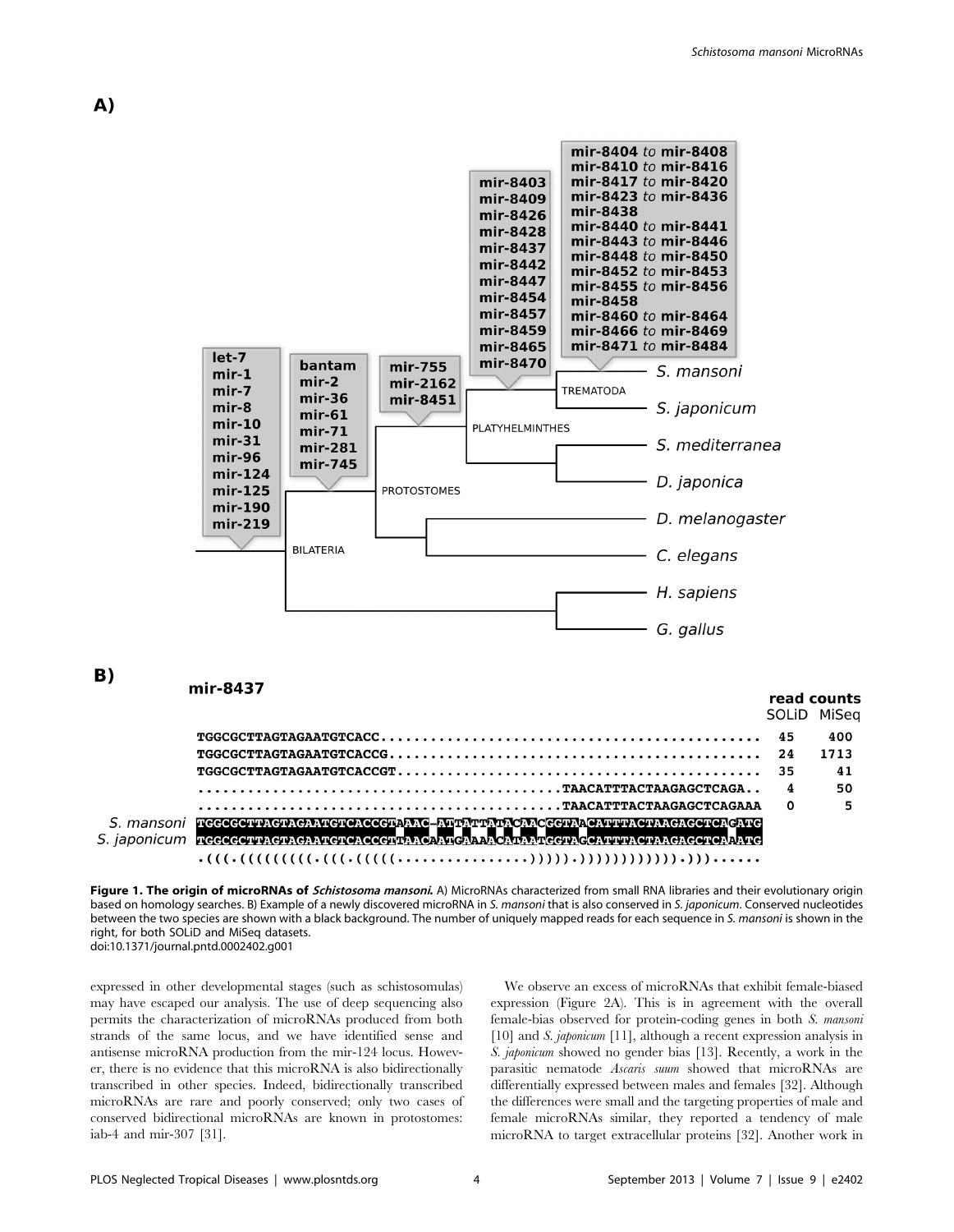**Figure 1. The origin of microRNAs of *Schistosoma mansoni*.** A) MicroRNAs characterized from small RNA libraries and their evolutionary origin based on homology searches. B) Example of a newly discovered microRNA in *S. mansoni* that is also conserved in *S. japonicum*. Conserved nucleotides between the two species are shown with a black background. The number of uniquely mapped reads for each sequence in *S. mansoni* is shown in the right, for both SOLiD and MiSeq datasets.
doi:10.1371/journal.pntd.0002402.g001

expressed in other developmental stages (such as schistosomulas) may have escaped our analysis. The use of deep sequencing also permits the characterization of microRNAs produced from both strands of the same locus, and we have identified sense and antisense microRNA production from the mir-124 locus. However, there is no evidence that this microRNA is also bidirectionally transcribed in other species. Indeed, bidirectionally transcribed microRNAs are rare and poorly conserved; only two cases of conserved bidirectional microRNAs are known in protostomes: iab-4 and mir-307 [31].

We observe an excess of microRNAs that exhibit female-biased expression (Figure 2A). This is in agreement with the overall female-bias observed for protein-coding genes in both *S. mansoni* [10] and *S. japonicum* [11], although a recent expression analysis in *S. japonicum* showed no gender bias [13]. Recently, a work in the parasitic nematode *Ascaris suum* showed that microRNAs are differentially expressed between males and females [32]. Although the differences were small and the targeting properties of male and female microRNAs similar, they reported a tendency of male microRNA to target extracellular proteins [32]. Another work in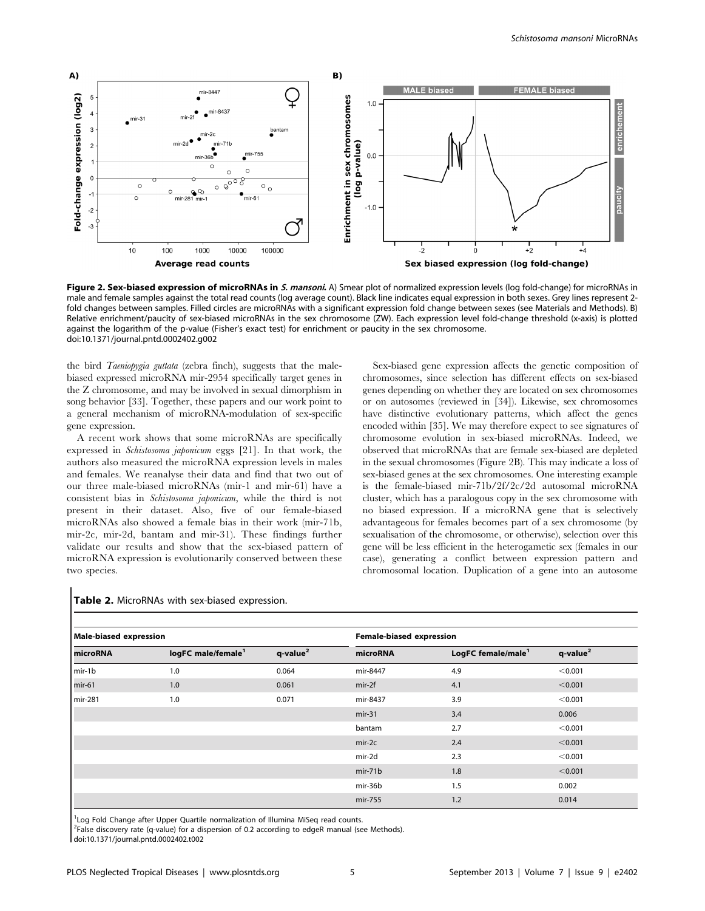**Figure 2. Sex-biased expression of microRNAs in *S. mansoni*.** A) Smear plot of normalized expression levels (log fold-change) for microRNAs in male and female samples against the total read counts (log average count). Black line indicates equal expression in both sexes. Grey lines represent 2-fold changes between samples. Filled circles are microRNAs with a significant expression fold change between sexes (see Materials and Methods). B) Relative enrichment/paucity of sex-biased microRNAs in the sex chromosome (ZW). Each expression level fold-change threshold (x-axis) is plotted against the logarithm of the p-value (Fisher's exact test) for enrichment or paucity in the sex chromosome.
doi:10.1371/journal.pntd.0002402.g002

the bird *Taeniopygia guttata* (zebra finch), suggests that the male-biased expressed microRNA mir-2954 specifically target genes in the Z chromosome, and may be involved in sexual dimorphism in song behavior [33]. Together, these papers and our work point to a general mechanism of microRNA-modulation of sex-specific gene expression.

A recent work shows that some microRNAs are specifically expressed in *Schistosoma japonicum* eggs [21]. In that work, the authors also measured the microRNA expression levels in males and females. We reanalyse their data and find that two out of our three male-biased microRNAs (mir-1 and mir-61) have a consistent bias in *Schistosoma japonicum*, while the third is not present in their dataset. Also, five of our female-biased microRNAs also showed a female bias in their work (mir-71b, mir-2c, mir-2d, bantam and mir-31). These findings further validate our results and show that the sex-biased pattern of microRNA expression is evolutionarily conserved between these two species.

Sex-biased gene expression affects the genetic composition of chromosomes, since selection has different effects on sex-biased genes depending on whether they are located on sex chromosomes or on autosomes (reviewed in [34]). Likewise, sex chromosomes have distinctive evolutionary patterns, which affect the genes encoded within [35]. We may therefore expect to see signatures of chromosome evolution in sex-biased microRNAs. Indeed, we observed that microRNAs that are female sex-biased are depleted in the sexual chromosomes (Figure 2B). This may indicate a loss of sex-biased genes at the sex chromosomes. One interesting example is the female-biased mir-71b/2f/2c/2d autosomal microRNA cluster, which has a paralogous copy in the sex chromosome with no biased expression. If a microRNA gene that is selectively advantageous for females becomes part of a sex chromosome (by sexualisation of the chromosome, or otherwise), selection over this gene will be less efficient in the heterogametic sex (females in our case), generating a conflict between expression pattern and chromosomal location. Duplication of a gene into an autosome

**Table 2.** MicroRNAs with sex-biased expression.

| Male-biased expression | | | Female-biased expression | | |
|---|---|---|---|---|---|
| microRNA | logFC male/female[1] | q-value[2] | microRNA | LogFC female/male[1] | q-value[2] |
| mir-1b | 1.0 | 0.064 | mir-8447 | 4.9 | <0.001 |
| mir-61 | 1.0 | 0.061 | mir-2f | 4.1 | <0.001 |
| mir-281 | 1.0 | 0.071 | mir-8437 | 3.9 | <0.001 |
| | | | mir-31 | 3.4 | 0.006 |
| | | | bantam | 2.7 | <0.001 |
| | | | mir-2c | 2.4 | <0.001 |
| | | | mir-2d | 2.3 | <0.001 |
| | | | mir-71b | 1.8 | <0.001 |
| | | | mir-36b | 1.5 | 0.002 |
| | | | mir-755 | 1.2 | 0.014 |

[1]Log Fold Change after Upper Quartile normalization of Illumina MiSeq read counts.
[2]False discovery rate (q-value) for a dispersion of 0.2 according to edgeR manual (see Methods).
doi:10.1371/journal.pntd.0002402.t002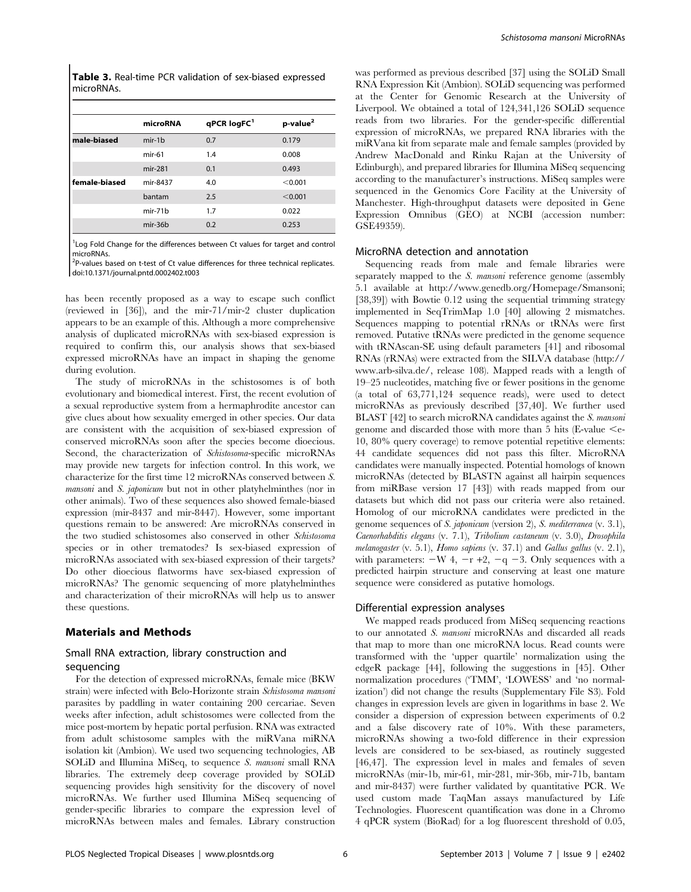**Table 3.** Real-time PCR validation of sex-biased expressed microRNAs.

| | microRNA | qPCR logFC[1] | p-value[2] |
|---|---|---|---|
| male-biased | mir-1b | 0.7 | 0.179 |
| | mir-61 | 1.4 | 0.008 |
| | mir-281 | 0.1 | 0.493 |
| female-biased | mir-8437 | 4.0 | <0.001 |
| | bantam | 2.5 | <0.001 |
| | mir-71b | 1.7 | 0.022 |
| | mir-36b | 0.2 | 0.253 |

[1]Log Fold Change for the differences between Ct values for target and control microRNAs.
[2]P-values based on t-test of Ct value differences for three technical replicates.
doi:10.1371/journal.pntd.0002402.t003

has been recently proposed as a way to escape such conflict (reviewed in [36]), and the mir-71/mir-2 cluster duplication appears to be an example of this. Although a more comprehensive analysis of duplicated microRNAs with sex-biased expression is required to confirm this, our analysis shows that sex-biased expressed microRNAs have an impact in shaping the genome during evolution.

The study of microRNAs in the schistosomes is of both evolutionary and biomedical interest. First, the recent evolution of a sexual reproductive system from a hermaphrodite ancestor can give clues about how sexuality emerged in other species. Our data are consistent with the acquisition of sex-biased expression of conserved microRNAs soon after the species become dioecious. Second, the characterization of *Schistosoma*-specific microRNAs may provide new targets for infection control. In this work, we characterize for the first time 12 microRNAs conserved between *S. mansoni* and *S. japonicum* but not in other platyhelminthes (nor in other animals). Two of these sequences also showed female-biased expression (mir-8437 and mir-8447). However, some important questions remain to be answered: Are microRNAs conserved in the two studied schistosomes also conserved in other *Schistosoma* species or in other trematodes? Is sex-biased expression of microRNAs associated with sex-biased expression of their targets? Do other dioecious flatworms have sex-biased expression of microRNAs? The genomic sequencing of more platyhelminthes and characterization of their microRNAs will help us to answer these questions.

## Materials and Methods

### Small RNA extraction, library construction and sequencing

For the detection of expressed microRNAs, female mice (BKW strain) were infected with Belo-Horizonte strain *Schistosoma mansoni* parasites by paddling in water containing 200 cercariae. Seven weeks after infection, adult schistosomes were collected from the mice post-mortem by hepatic portal perfusion. RNA was extracted from adult schistosome samples with the miRVana miRNA isolation kit (Ambion). We used two sequencing technologies, AB SOLiD and Illumina MiSeq, to sequence *S. mansoni* small RNA libraries. The extremely deep coverage provided by SOLiD sequencing provides high sensitivity for the discovery of novel microRNAs. We further used Illumina MiSeq sequencing of gender-specific libraries to compare the expression level of microRNAs between males and females. Library construction was performed as previous described [37] using the SOLiD Small RNA Expression Kit (Ambion). SOLiD sequencing was performed at the Center for Genomic Research at the University of Liverpool. We obtained a total of 124,341,126 SOLiD sequence reads from two libraries. For the gender-specific differential expression of microRNAs, we prepared RNA libraries with the miRVana kit from separate male and female samples (provided by Andrew MacDonald and Rinku Rajan at the University of Edinburgh), and prepared libraries for Illumina MiSeq sequencing according to the manufacturer's instructions. MiSeq samples were sequenced in the Genomics Core Facility at the University of Manchester. High-throughput datasets were deposited in Gene Expression Omnibus (GEO) at NCBI (accession number: GSE49359).

### MicroRNA detection and annotation

Sequencing reads from male and female libraries were separately mapped to the *S. mansoni* reference genome (assembly 5.1 available at http://www.genedb.org/Homepage/Smansoni; [38,39]) with Bowtie 0.12 using the sequential trimming strategy implemented in SeqTrimMap 1.0 [40] allowing 2 mismatches. Sequences mapping to potential rRNAs or tRNAs were first removed. Putative tRNAs were predicted in the genome sequence with tRNAscan-SE using default parameters [41] and ribosomal RNAs (rRNAs) were extracted from the SILVA database (http://www.arb-silva.de/, release 108). Mapped reads with a length of 19–25 nucleotides, matching five or fewer positions in the genome (a total of 63,771,124 sequence reads), were used to detect microRNAs as previously described [37,40]. We further used BLAST [42] to search microRNA candidates against the *S. mansoni* genome and discarded those with more than 5 hits (E-value <e-10, 80% query coverage) to remove potential repetitive elements: 44 candidate sequences did not pass this filter. MicroRNA candidates were manually inspected. Potential homologs of known microRNAs (detected by BLASTN against all hairpin sequences from miRBase version 17 [43]) with reads mapped from our datasets but which did not pass our criteria were also retained. Homolog of our microRNA candidates were predicted in the genome sequences of *S. japonicum* (version 2), *S. mediterranea* (v. 3.1), *Caenorhabditis elegans* (v. 7.1), *Tribolium castaneum* (v. 3.0), *Drosophila melanogaster* (v. 5.1), *Homo sapiens* (v. 37.1) and *Gallus gallus* (v. 2.1), with parameters: −W 4, −r +2, −q −3. Only sequences with a predicted hairpin structure and conserving at least one mature sequence were considered as putative homologs.

### Differential expression analyses

We mapped reads produced from MiSeq sequencing reactions to our annotated *S. mansoni* microRNAs and discarded all reads that map to more than one microRNA locus. Read counts were transformed with the 'upper quartile' normalization using the edgeR package [44], following the suggestions in [45]. Other normalization procedures ('TMM', 'LOWESS' and 'no normalization') did not change the results (Supplementary File S3). Fold changes in expression levels are given in logarithms in base 2. We consider a dispersion of expression between experiments of 0.2 and a false discovery rate of 10%. With these parameters, microRNAs showing a two-fold difference in their expression levels are considered to be sex-biased, as routinely suggested [46,47]. The expression level in males and females of seven microRNAs (mir-1b, mir-61, mir-281, mir-36b, mir-71b, bantam and mir-8437) were further validated by quantitative PCR. We used custom made TaqMan assays manufactured by Life Technologies. Fluorescent quantification was done in a Chromo 4 qPCR system (BioRad) for a log fluorescent threshold of 0.05,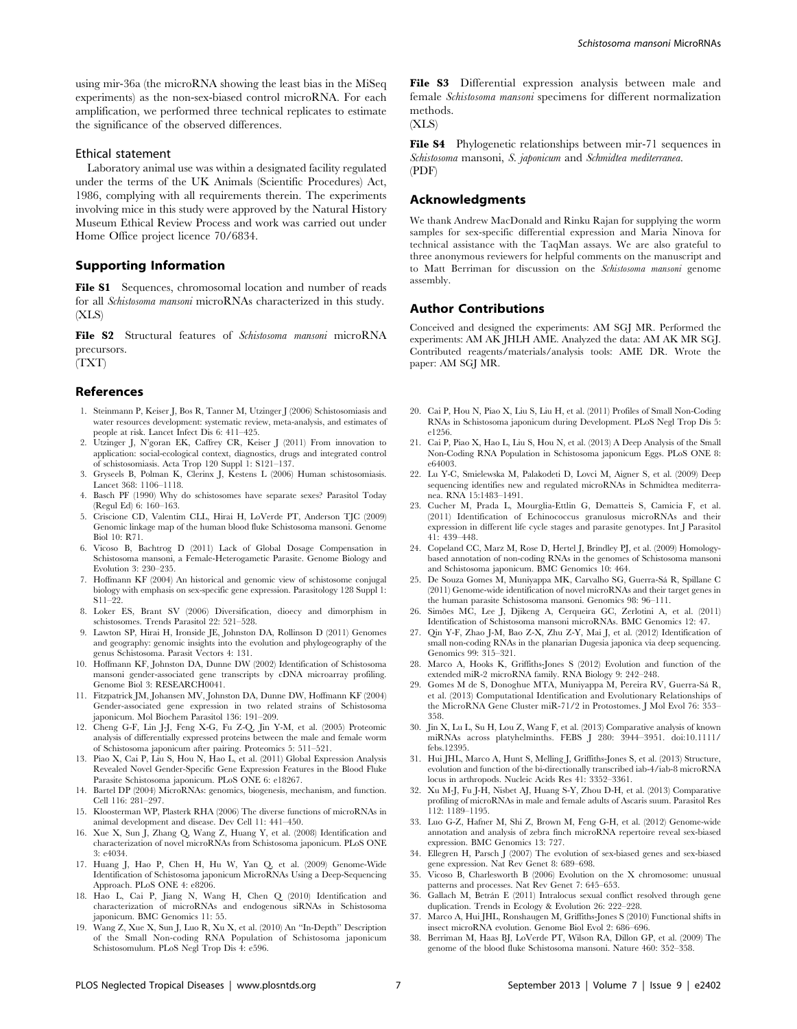using mir-36a (the microRNA showing the least bias in the MiSeq experiments) as the non-sex-biased control microRNA. For each amplification, we performed three technical replicates to estimate the significance of the observed differences.

### Ethical statement

Laboratory animal use was within a designated facility regulated under the terms of the UK Animals (Scientific Procedures) Act, 1986, complying with all requirements therein. The experiments involving mice in this study were approved by the Natural History Museum Ethical Review Process and work was carried out under Home Office project licence 70/6834.

## Supporting Information

**File S1** Sequences, chromosomal location and number of reads for all *Schistosoma mansoni* microRNAs characterized in this study. (XLS)

**File S2** Structural features of *Schistosoma mansoni* microRNA precursors. (TXT)

**File S3** Differential expression analysis between male and female *Schistosoma mansoni* specimens for different normalization methods. (XLS)

**File S4** Phylogenetic relationships between mir-71 sequences in *Schistosoma* mansoni, *S. japonicum* and *Schmidtea mediterranea*. (PDF)

## Acknowledgments

We thank Andrew MacDonald and Rinku Rajan for supplying the worm samples for sex-specific differential expression and Maria Ninova for technical assistance with the TaqMan assays. We are also grateful to three anonymous reviewers for helpful comments on the manuscript and to Matt Berriman for discussion on the *Schistosoma mansoni* genome assembly.

## Author Contributions

Conceived and designed the experiments: AM SGJ MR. Performed the experiments: AM AK JHLH AME. Analyzed the data: AM AK MR SGJ. Contributed reagents/materials/analysis tools: AME DR. Wrote the paper: AM SGJ MR.

## References

1. Steinmann P, Keiser J, Bos R, Tanner M, Utzinger J (2006) Schistosomiasis and water resources development: systematic review, meta-analysis, and estimates of people at risk. Lancet Infect Dis 6: 411–425.
2. Utzinger J, N'goran EK, Caffrey CR, Keiser J (2011) From innovation to application: social-ecological context, diagnostics, drugs and integrated control of schistosomiasis. Acta Trop 120 Suppl 1: S121–137.
3. Gryseels B, Polman K, Clerinx J, Kestens L (2006) Human schistosomiasis. Lancet 368: 1106–1118.
4. Basch PF (1990) Why do schistosomes have separate sexes? Parasitol Today (Regul Ed) 6: 160–163.
5. Criscione CD, Valentim CLL, Hirai H, LoVerde PT, Anderson TJC (2009) Genomic linkage map of the human blood fluke Schistosoma mansoni. Genome Biol 10: R71.
6. Vicoso B, Bachtrog D (2011) Lack of Global Dosage Compensation in Schistosoma mansoni, a Female-Heterogametic Parasite. Genome Biology and Evolution 3: 230–235.
7. Hoffmann KF (2004) An historical and genomic view of schistosome conjugal biology with emphasis on sex-specific gene expression. Parasitology 128 Suppl 1: S11–22.
8. Loker ES, Brant SV (2006) Diversification, dioecy and dimorphism in schistosomes. Trends Parasitol 22: 521–528.
9. Lawton SP, Hirai H, Ironside JE, Johnston DA, Rollinson D (2011) Genomes and geography: genomic insights into the evolution and phylogeography of the genus Schistosoma. Parasit Vectors 4: 131.
10. Hoffmann KF, Johnston DA, Dunne DW (2002) Identification of Schistosoma mansoni gender-associated gene transcripts by cDNA microarray profiling. Genome Biol 3: RESEARCH0041.
11. Fitzpatrick JM, Johansen MV, Johnston DA, Dunne DW, Hoffmann KF (2004) Gender-associated gene expression in two related strains of Schistosoma japonicum. Mol Biochem Parasitol 136: 191–209.
12. Cheng G-F, Lin J-J, Feng X-G, Fu Z-Q, Jin Y-M, et al. (2005) Proteomic analysis of differentially expressed proteins between the male and female worm of Schistosoma japonicum after pairing. Proteomics 5: 511–521.
13. Piao X, Cai P, Liu S, Hou N, Hao L, et al. (2011) Global Expression Analysis Revealed Novel Gender-Specific Gene Expression Features in the Blood Fluke Parasite Schistosoma japonicum. PLoS ONE 6: e18267.
14. Bartel DP (2004) MicroRNAs: genomics, biogenesis, mechanism, and function. Cell 116: 281–297.
15. Kloosterman WP, Plasterk RHA (2006) The diverse functions of microRNAs in animal development and disease. Dev Cell 11: 441–450.
16. Xue X, Sun J, Zhang Q, Wang Z, Huang Y, et al. (2008) Identification and characterization of novel microRNAs from Schistosoma japonicum. PLoS ONE 3: e4034.
17. Huang J, Hao P, Chen H, Hu W, Yan Q, et al. (2009) Genome-Wide Identification of Schistosoma japonicum MicroRNAs Using a Deep-Sequencing Approach. PLoS ONE 4: e8206.
18. Hao L, Cai P, Jiang N, Wang H, Chen Q (2010) Identification and characterization of microRNAs and endogenous siRNAs in Schistosoma japonicum. BMC Genomics 11: 55.
19. Wang Z, Xue X, Sun J, Luo R, Xu X, et al. (2010) An "In-Depth" Description of the Small Non-coding RNA Population of Schistosoma japonicum Schistosomulum. PLoS Negl Trop Dis 4: e596.
20. Cai P, Hou N, Piao X, Liu S, Liu H, et al. (2011) Profiles of Small Non-Coding RNAs in Schistosoma japonicum during Development. PLoS Negl Trop Dis 5: e1256.
21. Cai P, Piao X, Hao L, Liu S, Hou N, et al. (2013) A Deep Analysis of the Small Non-Coding RNA Population in Schistosoma japonicum Eggs. PLoS ONE 8: e64003.
22. Lu Y-C, Smielewska M, Palakodeti D, Lovci M, Aigner S, et al. (2009) Deep sequencing identifies new and regulated microRNAs in Schmidtea mediterranea. RNA 15:1483–1491.
23. Cucher M, Prada L, Mourglia-Ettlin G, Dematteis S, Camicia F, et al. (2011) Identification of Echinococcus granulosus microRNAs and their expression in different life cycle stages and parasite genotypes. Int J Parasitol 41: 439–448.
24. Copeland CC, Marz M, Rose D, Hertel J, Brindley PJ, et al. (2009) Homology-based annotation of non-coding RNAs in the genomes of Schistosoma mansoni and Schistosoma japonicum. BMC Genomics 10: 464.
25. De Souza Gomes M, Muniyappa MK, Carvalho SG, Guerra-Sá R, Spillane C (2011) Genome-wide identification of novel microRNAs and their target genes in the human parasite Schistosoma mansoni. Genomics 98: 96–111.
26. Simões MC, Lee J, Djikeng A, Cerqueira GC, Zerlotini A, et al. (2011) Identification of Schistosoma mansoni microRNAs. BMC Genomics 12: 47.
27. Qin Y-F, Zhao J-M, Bao Z-X, Zhu Z-Y, Mai J, et al. (2012) Identification of small non-coding RNAs in the planarian Dugesia japonica via deep sequencing. Genomics 99: 315–321.
28. Marco A, Hooks K, Griffiths-Jones S (2012) Evolution and function of the extended miR-2 microRNA family. RNA Biology 9: 242–248.
29. Gomes M de S, Donoghue MTA, Muniyappa M, Pereira RV, Guerra-Sá R, et al. (2013) Computational Identification and Evolutionary Relationships of the MicroRNA Gene Cluster miR-71/2 in Protostomes. J Mol Evol 76: 353–358.
30. Jin X, Lu L, Su H, Lou Z, Wang F, et al. (2013) Comparative analysis of known miRNAs across platyhelminths. FEBS J 280: 3944–3951. doi:10.1111/febs.12395.
31. Hui JHL, Marco A, Hunt S, Melling J, Griffiths-Jones S, et al. (2013) Structure, evolution and function of the bi-directionally transcribed iab-4/iab-8 microRNA locus in arthropods. Nucleic Acids Res 41: 3352–3361.
32. Xu M-J, Fu J-H, Nisbet AJ, Huang S-Y, Zhou D-H, et al. (2013) Comparative profiling of microRNAs in male and female adults of Ascaris suum. Parasitol Res 112: 1189–1195.
33. Luo G-Z, Hafner M, Shi Z, Brown M, Feng G-H, et al. (2012) Genome-wide annotation and analysis of zebra finch microRNA repertoire reveal sex-biased expression. BMC Genomics 13: 727.
34. Ellegren H, Parsch J (2007) The evolution of sex-biased genes and sex-biased gene expression. Nat Rev Genet 8: 689–698.
35. Vicoso B, Charlesworth B (2006) Evolution on the X chromosome: unusual patterns and processes. Nat Rev Genet 7: 645–653.
36. Gallach M, Betrán E (2011) Intralocus sexual conflict resolved through gene duplication. Trends in Ecology & Evolution 26: 222–228.
37. Marco A, Hui JHL, Ronshaugen M, Griffiths-Jones S (2010) Functional shifts in insect microRNA evolution. Genome Biol Evol 2: 686–696.
38. Berriman M, Haas BJ, LoVerde PT, Wilson RA, Dillon GP, et al. (2009) The genome of the blood fluke Schistosoma mansoni. Nature 460: 352–358.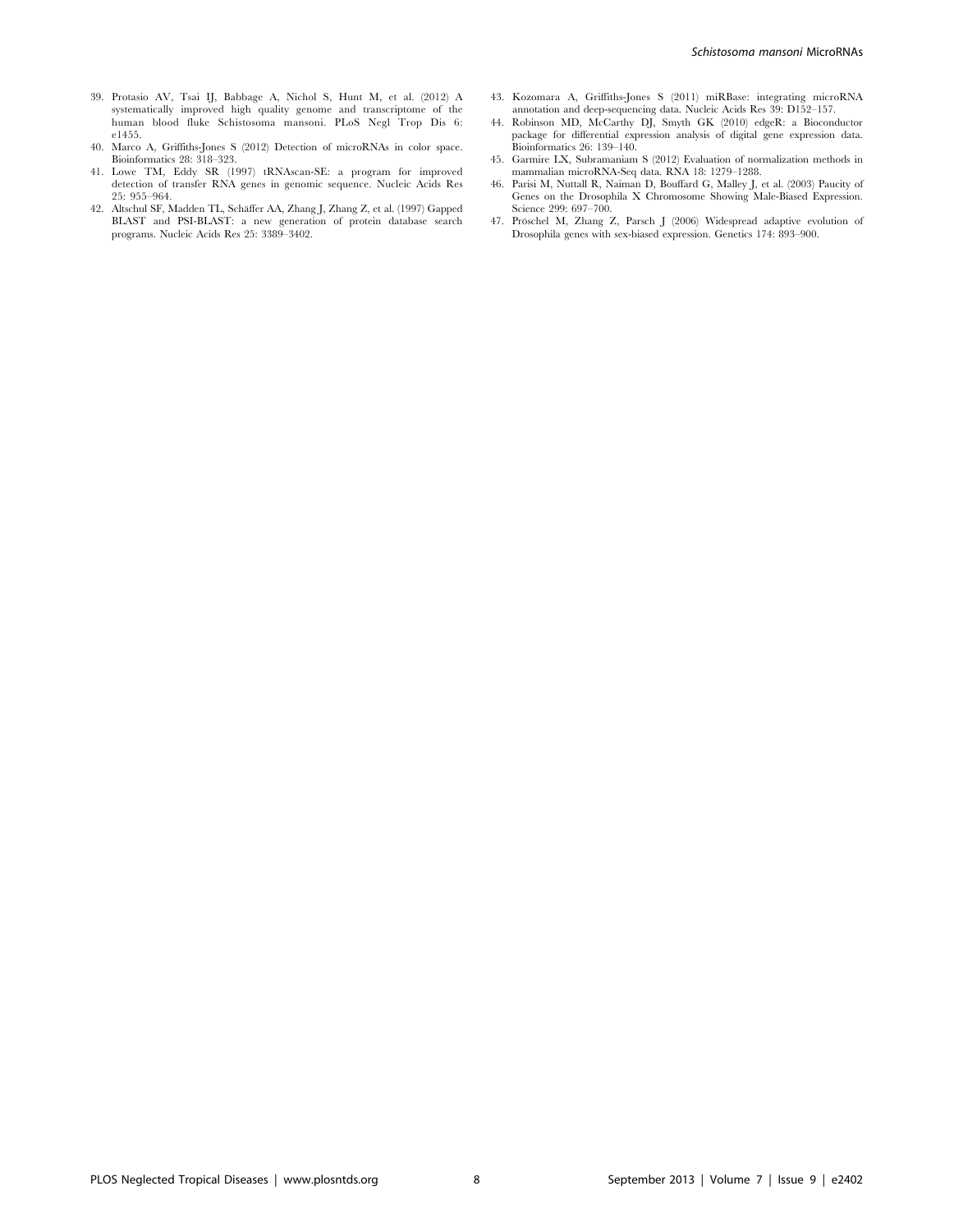39. Protasio AV, Tsai IJ, Babbage A, Nichol S, Hunt M, et al. (2012) A systematically improved high quality genome and transcriptome of the human blood fluke Schistosoma mansoni. PLoS Negl Trop Dis 6: e1455.
40. Marco A, Griffiths-Jones S (2012) Detection of microRNAs in color space. Bioinformatics 28: 318–323.
41. Lowe TM, Eddy SR (1997) tRNAscan-SE: a program for improved detection of transfer RNA genes in genomic sequence. Nucleic Acids Res 25: 955–964.
42. Altschul SF, Madden TL, Schäffer AA, Zhang J, Zhang Z, et al. (1997) Gapped BLAST and PSI-BLAST: a new generation of protein database search programs. Nucleic Acids Res 25: 3389–3402.
43. Kozomara A, Griffiths-Jones S (2011) miRBase: integrating microRNA annotation and deep-sequencing data. Nucleic Acids Res 39: D152–157.
44. Robinson MD, McCarthy DJ, Smyth GK (2010) edgeR: a Bioconductor package for differential expression analysis of digital gene expression data. Bioinformatics 26: 139–140.
45. Garmire LX, Subramaniam S (2012) Evaluation of normalization methods in mammalian microRNA-Seq data. RNA 18: 1279–1288.
46. Parisi M, Nuttall R, Naiman D, Bouffard G, Malley J, et al. (2003) Paucity of Genes on the Drosophila X Chromosome Showing Male-Biased Expression. Science 299: 697–700.
47. Pröschel M, Zhang Z, Parsch J (2006) Widespread adaptive evolution of Drosophila genes with sex-biased expression. Genetics 174: 893–900.